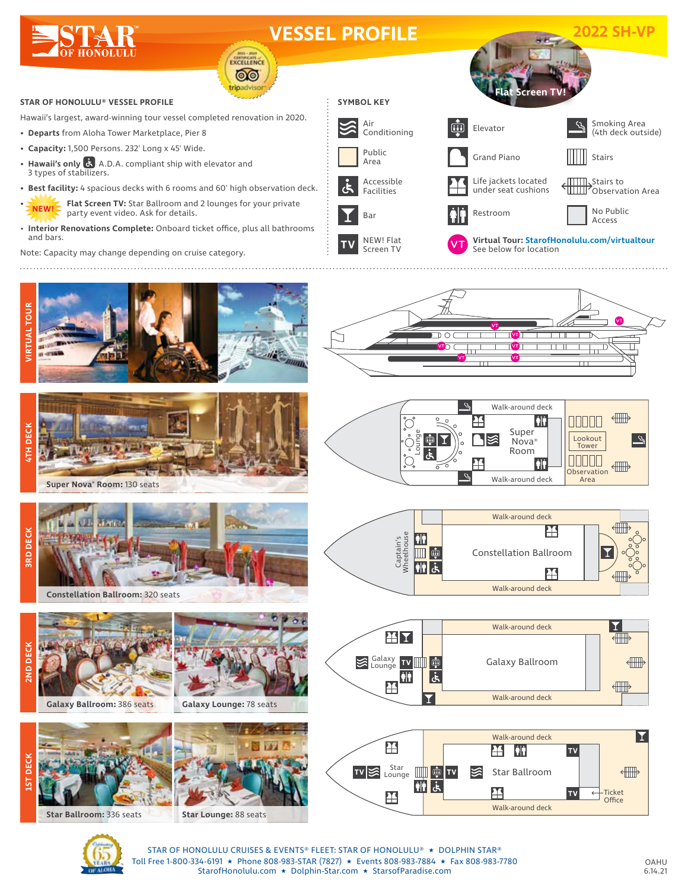# STAR OF HONOLULU — VESSEL PROFILE

**2022 SH-VP**

Flat Screen TV!

## STAR OF HONOLULU® VESSEL PROFILE

Hawaii's largest, award-winning tour vessel completed renovation in 2020.

- **Departs** from Aloha Tower Marketplace, Pier 8
- **Capacity:** 1,500 Persons. 232' Long x 45' Wide.
- **Hawaii's only** A.D.A. compliant ship with elevator and 3 types of stabilizers.
- **Best facility:** 4 spacious decks with 6 rooms and 60' high observation deck.
- NEW! **Flat Screen TV:** Star Ballroom and 2 lounges for your private party event video. Ask for details.
- **Interior Renovations Complete:** Onboard ticket office, plus all bathrooms and bars.

Note: Capacity may change depending on cruise category.

## SYMBOL KEY

- Air Conditioning
- Public Area
- Accessible Facilities
- Bar
- NEW! Flat Screen TV
- Elevator
- Grand Piano
- Life jackets located under seat cushions
- Restroom
- **Virtual Tour:** StarofHonolulu.com/virtualtour — See below for location
- Smoking Area (4th deck outside)
- Stairs
- Stairs to Observation Area
- No Public Access

## VIRTUAL TOUR

## 4TH DECK

**Super Nova® Room:** 130 seats

Walk-around deck · Lounge · Super Nova® Room · Walk-around deck · Lookout Tower · Observation Area

## 3RD DECK

**Constellation Ballroom:** 320 seats

Walk-around deck · Captain's Wheelhouse · Constellation Ballroom · Walk-around deck

## 2ND DECK

**Galaxy Ballroom:** 386 seats

**Galaxy Lounge:** 78 seats

Walk-around deck · Galaxy Lounge · Galaxy Ballroom · Walk-around deck

## 1ST DECK

**Star Ballroom:** 336 seats

**Star Lounge:** 88 seats

Walk-around deck · Star Lounge · Star Ballroom · Ticket Office · Walk-around deck

STAR OF HONOLULU CRUISES & EVENTS® FLEET: STAR OF HONOLULU® ★ DOLPHIN STAR®
Toll Free 1-800-334-6191 ★ Phone 808-983-STAR (7827) ★ Events 808-983-7884 ★ Fax 808-983-7780
StarofHonolulu.com ★ Dolphin-Star.com ★ StarsofParadise.com

OAHU 6.14.21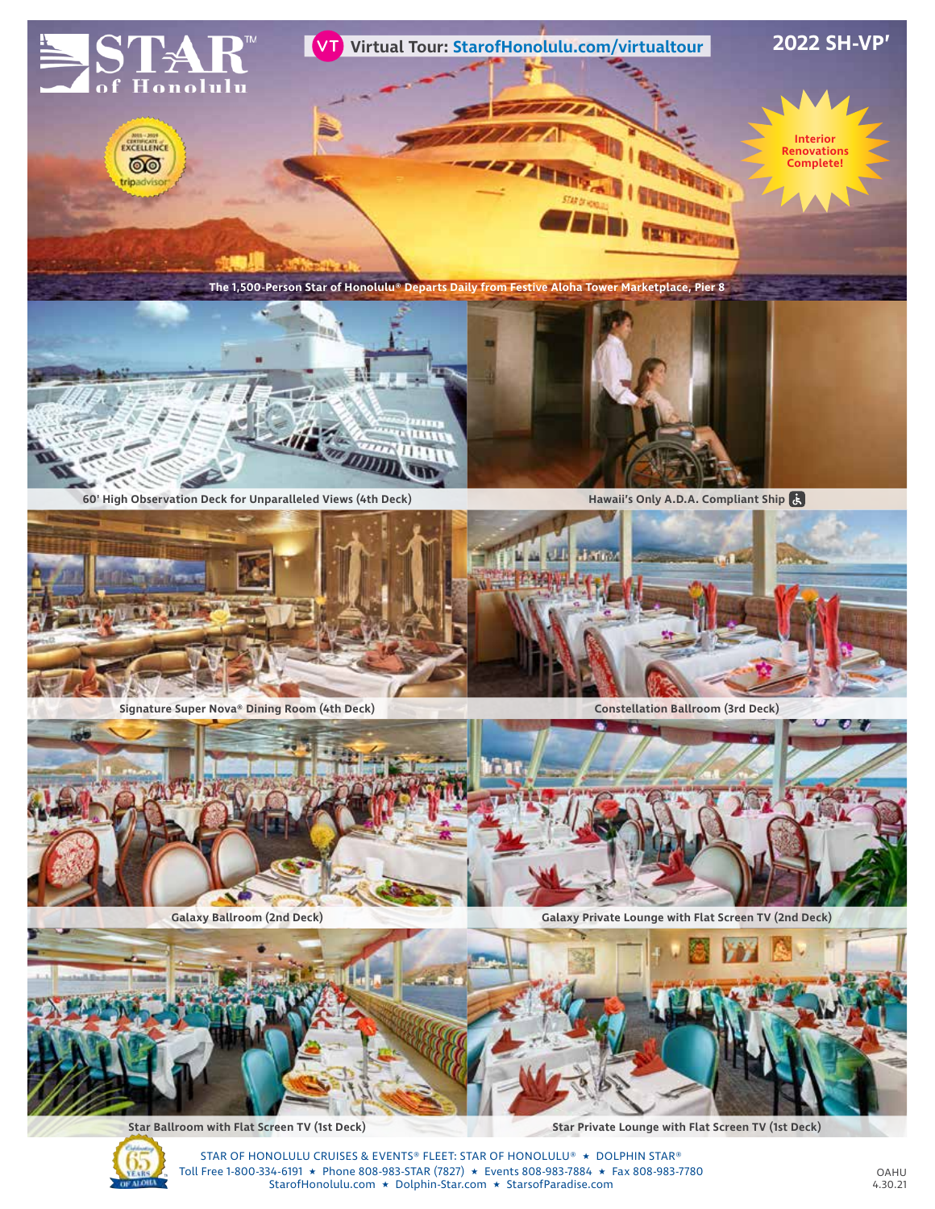# STAR of Honolulu™

VT Virtual Tour: StarofHonolulu.com/virtualtour

2022 SH-VP'

Interior Renovations Complete!

The 1,500-Person Star of Honolulu® Departs Daily from Festive Aloha Tower Marketplace, Pier 8

60' High Observation Deck for Unparalleled Views (4th Deck)

Hawaii's Only A.D.A. Compliant Ship

Signature Super Nova® Dining Room (4th Deck)

Constellation Ballroom (3rd Deck)

Galaxy Ballroom (2nd Deck)

Galaxy Private Lounge with Flat Screen TV (2nd Deck)

Star Ballroom with Flat Screen TV (1st Deck)

Star Private Lounge with Flat Screen TV (1st Deck)

STAR OF HONOLULU CRUISES & EVENTS® FLEET: STAR OF HONOLULU® ★ DOLPHIN STAR®

Toll Free 1-800-334-6191 ★ Phone 808-983-STAR (7827) ★ Events 808-983-7884 ★ Fax 808-983-7780

StarofHonolulu.com ★ Dolphin-Star.com ★ StarsofParadise.com

OAHU
4.30.21